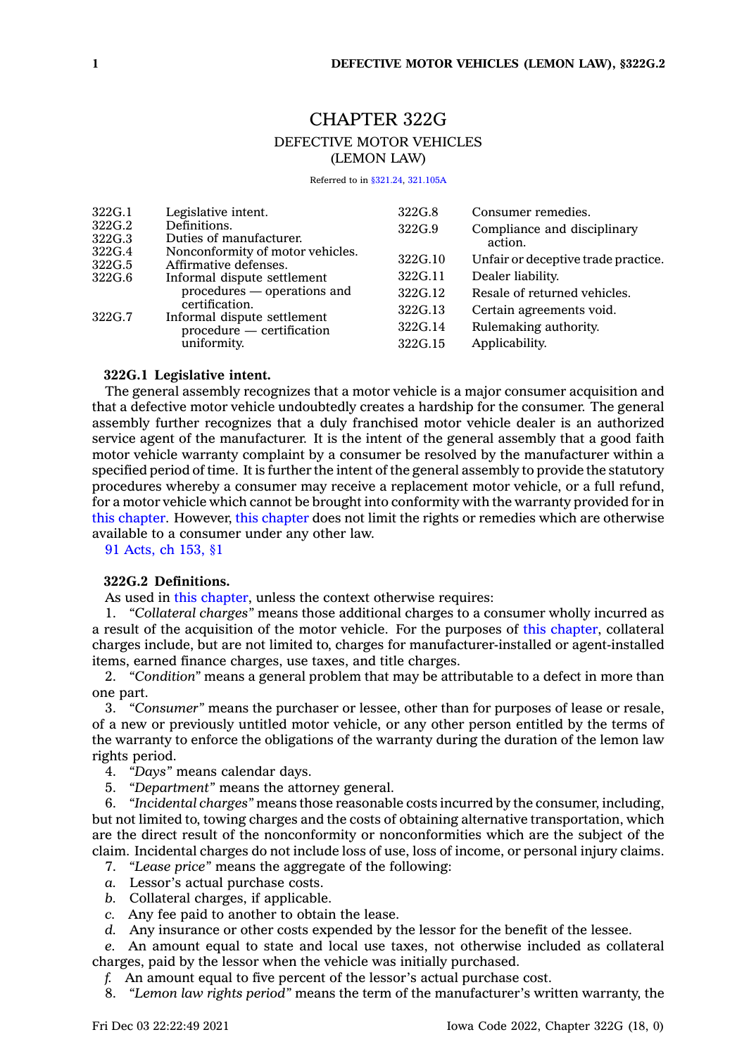# CHAPTER 322G

## DEFECTIVE MOTOR VEHICLES (LEMON LAW)

Referred to in §321.24, 321.105A

| | | | |
|---|---|---|---|
| 322G.1 | Legislative intent. | 322G.8 | Consumer remedies. |
| 322G.2 | Definitions. | 322G.9 | Compliance and disciplinary action. |
| 322G.3 | Duties of manufacturer. | 322G.10 | Unfair or deceptive trade practice. |
| 322G.4 | Nonconformity of motor vehicles. | 322G.11 | Dealer liability. |
| 322G.5 | Affirmative defenses. | 322G.12 | Resale of returned vehicles. |
| 322G.6 | Informal dispute settlement procedures — operations and certification. | 322G.13 | Certain agreements void. |
| 322G.7 | Informal dispute settlement procedure — certification uniformity. | 322G.14 | Rulemaking authority. |
| | | 322G.15 | Applicability. |

**322G.1 Legislative intent.**

The general assembly recognizes that a motor vehicle is a major consumer acquisition and that a defective motor vehicle undoubtedly creates a hardship for the consumer. The general assembly further recognizes that a duly franchised motor vehicle dealer is an authorized service agent of the manufacturer. It is the intent of the general assembly that a good faith motor vehicle warranty complaint by a consumer be resolved by the manufacturer within a specified period of time. It is further the intent of the general assembly to provide the statutory procedures whereby a consumer may receive a replacement motor vehicle, or a full refund, for a motor vehicle which cannot be brought into conformity with the warranty provided for in this chapter. However, this chapter does not limit the rights or remedies which are otherwise available to a consumer under any other law.

91 Acts, ch 153, §1

**322G.2 Definitions.**

As used in this chapter, unless the context otherwise requires:

1. *"Collateral charges"* means those additional charges to a consumer wholly incurred as a result of the acquisition of the motor vehicle. For the purposes of this chapter, collateral charges include, but are not limited to, charges for manufacturer-installed or agent-installed items, earned finance charges, use taxes, and title charges.

2. *"Condition"* means a general problem that may be attributable to a defect in more than one part.

3. *"Consumer"* means the purchaser or lessee, other than for purposes of lease or resale, of a new or previously untitled motor vehicle, or any other person entitled by the terms of the warranty to enforce the obligations of the warranty during the duration of the lemon law rights period.

4. *"Days"* means calendar days.

5. *"Department"* means the attorney general.

6. *"Incidental charges"* means those reasonable costs incurred by the consumer, including, but not limited to, towing charges and the costs of obtaining alternative transportation, which are the direct result of the nonconformity or nonconformities which are the subject of the claim. Incidental charges do not include loss of use, loss of income, or personal injury claims.

7. *"Lease price"* means the aggregate of the following:

*a.* Lessor's actual purchase costs.

*b.* Collateral charges, if applicable.

*c.* Any fee paid to another to obtain the lease.

*d.* Any insurance or other costs expended by the lessor for the benefit of the lessee.

*e.* An amount equal to state and local use taxes, not otherwise included as collateral charges, paid by the lessor when the vehicle was initially purchased.

*f.* An amount equal to five percent of the lessor's actual purchase cost.

8. *"Lemon law rights period"* means the term of the manufacturer's written warranty, the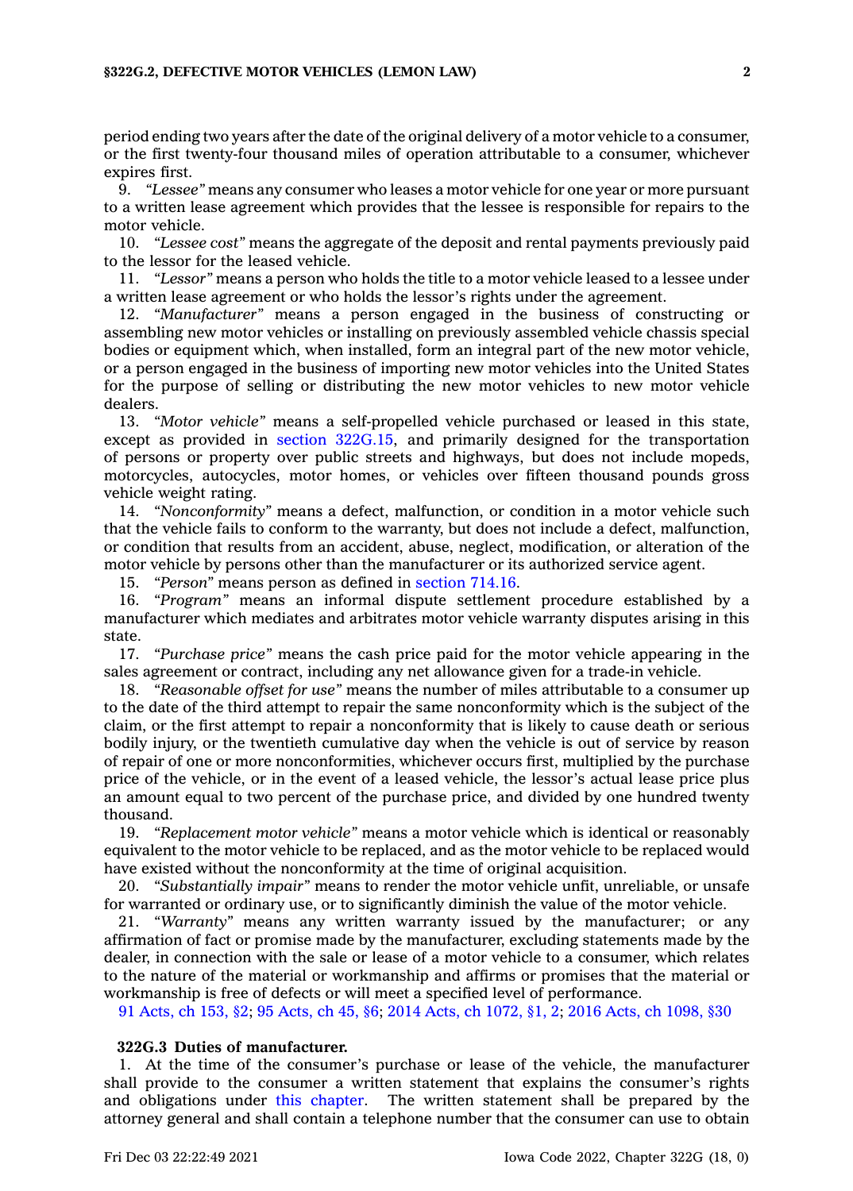period ending two years after the date of the original delivery of a motor vehicle to a consumer, or the first twenty-four thousand miles of operation attributable to a consumer, whichever expires first.

9. *"Lessee"* means any consumer who leases a motor vehicle for one year or more pursuant to a written lease agreement which provides that the lessee is responsible for repairs to the motor vehicle.

10. *"Lessee cost"* means the aggregate of the deposit and rental payments previously paid to the lessor for the leased vehicle.

11. *"Lessor"* means a person who holds the title to a motor vehicle leased to a lessee under a written lease agreement or who holds the lessor's rights under the agreement.

12. *"Manufacturer"* means a person engaged in the business of constructing or assembling new motor vehicles or installing on previously assembled vehicle chassis special bodies or equipment which, when installed, form an integral part of the new motor vehicle, or a person engaged in the business of importing new motor vehicles into the United States for the purpose of selling or distributing the new motor vehicles to new motor vehicle dealers.

13. *"Motor vehicle"* means a self-propelled vehicle purchased or leased in this state, except as provided in section 322G.15, and primarily designed for the transportation of persons or property over public streets and highways, but does not include mopeds, motorcycles, autocycles, motor homes, or vehicles over fifteen thousand pounds gross vehicle weight rating.

14. *"Nonconformity"* means a defect, malfunction, or condition in a motor vehicle such that the vehicle fails to conform to the warranty, but does not include a defect, malfunction, or condition that results from an accident, abuse, neglect, modification, or alteration of the motor vehicle by persons other than the manufacturer or its authorized service agent.

15. *"Person"* means person as defined in section 714.16.

16. *"Program"* means an informal dispute settlement procedure established by a manufacturer which mediates and arbitrates motor vehicle warranty disputes arising in this state.

17. *"Purchase price"* means the cash price paid for the motor vehicle appearing in the sales agreement or contract, including any net allowance given for a trade-in vehicle.

18. *"Reasonable offset for use"* means the number of miles attributable to a consumer up to the date of the third attempt to repair the same nonconformity which is the subject of the claim, or the first attempt to repair a nonconformity that is likely to cause death or serious bodily injury, or the twentieth cumulative day when the vehicle is out of service by reason of repair of one or more nonconformities, whichever occurs first, multiplied by the purchase price of the vehicle, or in the event of a leased vehicle, the lessor's actual lease price plus an amount equal to two percent of the purchase price, and divided by one hundred twenty thousand.

19. *"Replacement motor vehicle"* means a motor vehicle which is identical or reasonably equivalent to the motor vehicle to be replaced, and as the motor vehicle to be replaced would have existed without the nonconformity at the time of original acquisition.

20. *"Substantially impair"* means to render the motor vehicle unfit, unreliable, or unsafe for warranted or ordinary use, or to significantly diminish the value of the motor vehicle.

21. *"Warranty"* means any written warranty issued by the manufacturer; or any affirmation of fact or promise made by the manufacturer, excluding statements made by the dealer, in connection with the sale or lease of a motor vehicle to a consumer, which relates to the nature of the material or workmanship and affirms or promises that the material or workmanship is free of defects or will meet a specified level of performance.

91 Acts, ch 153, §2; 95 Acts, ch 45, §6; 2014 Acts, ch 1072, §1, 2; 2016 Acts, ch 1098, §30

**322G.3 Duties of manufacturer.**

1. At the time of the consumer's purchase or lease of the vehicle, the manufacturer shall provide to the consumer a written statement that explains the consumer's rights and obligations under this chapter. The written statement shall be prepared by the attorney general and shall contain a telephone number that the consumer can use to obtain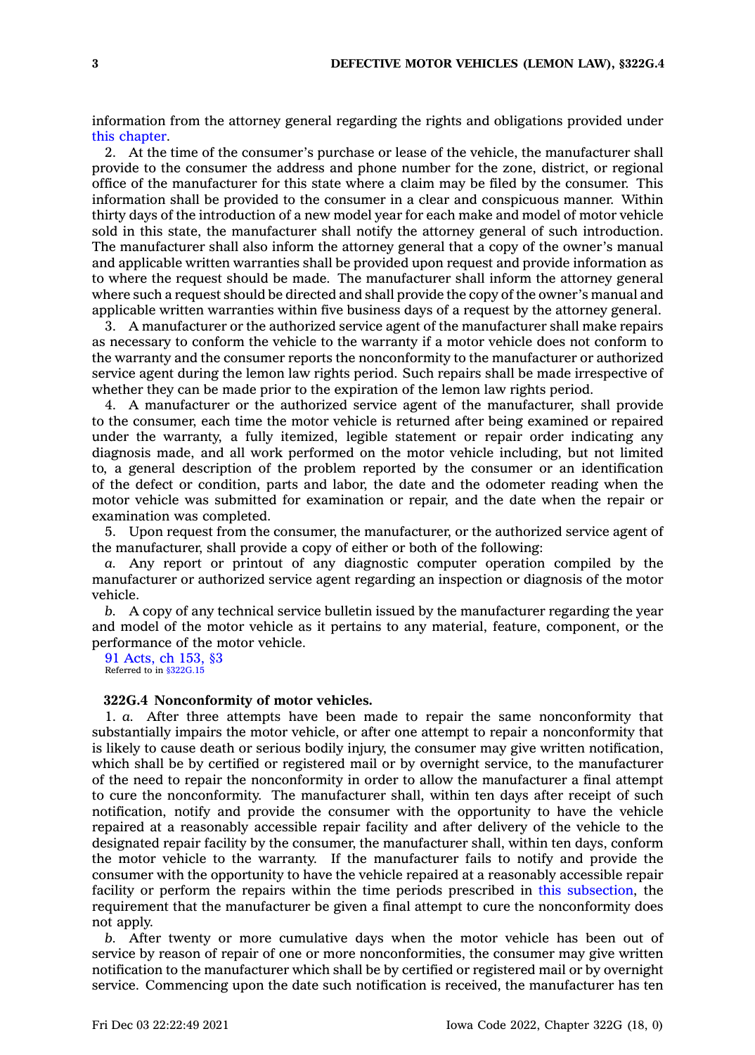information from the attorney general regarding the rights and obligations provided under this chapter.

2. At the time of the consumer's purchase or lease of the vehicle, the manufacturer shall provide to the consumer the address and phone number for the zone, district, or regional office of the manufacturer for this state where a claim may be filed by the consumer. This information shall be provided to the consumer in a clear and conspicuous manner. Within thirty days of the introduction of a new model year for each make and model of motor vehicle sold in this state, the manufacturer shall notify the attorney general of such introduction. The manufacturer shall also inform the attorney general that a copy of the owner's manual and applicable written warranties shall be provided upon request and provide information as to where the request should be made. The manufacturer shall inform the attorney general where such a request should be directed and shall provide the copy of the owner's manual and applicable written warranties within five business days of a request by the attorney general.

3. A manufacturer or the authorized service agent of the manufacturer shall make repairs as necessary to conform the vehicle to the warranty if a motor vehicle does not conform to the warranty and the consumer reports the nonconformity to the manufacturer or authorized service agent during the lemon law rights period. Such repairs shall be made irrespective of whether they can be made prior to the expiration of the lemon law rights period.

4. A manufacturer or the authorized service agent of the manufacturer, shall provide to the consumer, each time the motor vehicle is returned after being examined or repaired under the warranty, a fully itemized, legible statement or repair order indicating any diagnosis made, and all work performed on the motor vehicle including, but not limited to, a general description of the problem reported by the consumer or an identification of the defect or condition, parts and labor, the date and the odometer reading when the motor vehicle was submitted for examination or repair, and the date when the repair or examination was completed.

5. Upon request from the consumer, the manufacturer, or the authorized service agent of the manufacturer, shall provide a copy of either or both of the following:

*a.* Any report or printout of any diagnostic computer operation compiled by the manufacturer or authorized service agent regarding an inspection or diagnosis of the motor vehicle.

*b.* A copy of any technical service bulletin issued by the manufacturer regarding the year and model of the motor vehicle as it pertains to any material, feature, component, or the performance of the motor vehicle.

91 Acts, ch 153, §3
Referred to in §322G.15

### 322G.4 Nonconformity of motor vehicles.

1. *a.* After three attempts have been made to repair the same nonconformity that substantially impairs the motor vehicle, or after one attempt to repair a nonconformity that is likely to cause death or serious bodily injury, the consumer may give written notification, which shall be by certified or registered mail or by overnight service, to the manufacturer of the need to repair the nonconformity in order to allow the manufacturer a final attempt to cure the nonconformity. The manufacturer shall, within ten days after receipt of such notification, notify and provide the consumer with the opportunity to have the vehicle repaired at a reasonably accessible repair facility and after delivery of the vehicle to the designated repair facility by the consumer, the manufacturer shall, within ten days, conform the motor vehicle to the warranty. If the manufacturer fails to notify and provide the consumer with the opportunity to have the vehicle repaired at a reasonably accessible repair facility or perform the repairs within the time periods prescribed in this subsection, the requirement that the manufacturer be given a final attempt to cure the nonconformity does not apply.

*b.* After twenty or more cumulative days when the motor vehicle has been out of service by reason of repair of one or more nonconformities, the consumer may give written notification to the manufacturer which shall be by certified or registered mail or by overnight service. Commencing upon the date such notification is received, the manufacturer has ten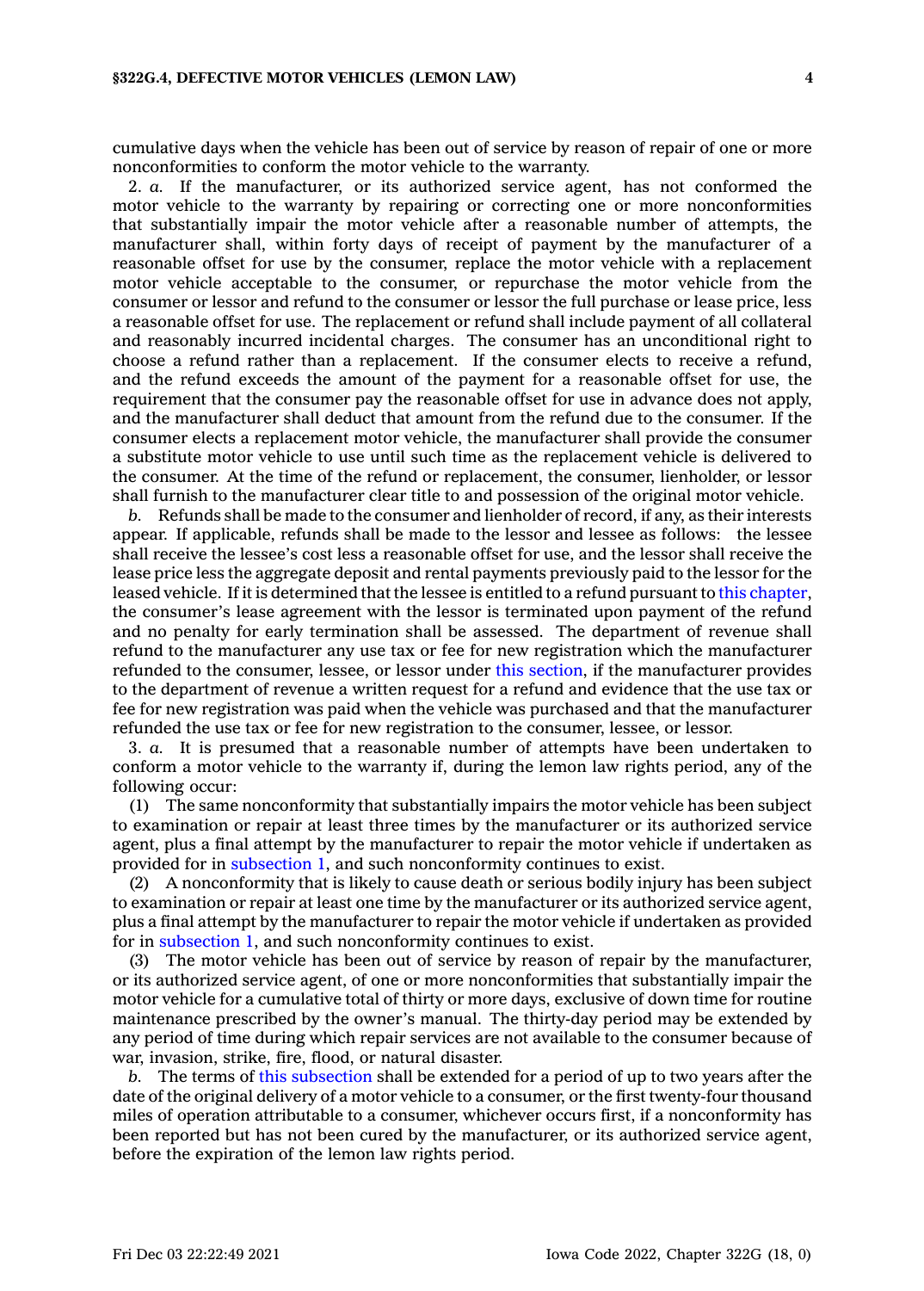cumulative days when the vehicle has been out of service by reason of repair of one or more nonconformities to conform the motor vehicle to the warranty.

2. *a.* If the manufacturer, or its authorized service agent, has not conformed the motor vehicle to the warranty by repairing or correcting one or more nonconformities that substantially impair the motor vehicle after a reasonable number of attempts, the manufacturer shall, within forty days of receipt of payment by the manufacturer of a reasonable offset for use by the consumer, replace the motor vehicle with a replacement motor vehicle acceptable to the consumer, or repurchase the motor vehicle from the consumer or lessor and refund to the consumer or lessor the full purchase or lease price, less a reasonable offset for use. The replacement or refund shall include payment of all collateral and reasonably incurred incidental charges. The consumer has an unconditional right to choose a refund rather than a replacement. If the consumer elects to receive a refund, and the refund exceeds the amount of the payment for a reasonable offset for use, the requirement that the consumer pay the reasonable offset for use in advance does not apply, and the manufacturer shall deduct that amount from the refund due to the consumer. If the consumer elects a replacement motor vehicle, the manufacturer shall provide the consumer a substitute motor vehicle to use until such time as the replacement vehicle is delivered to the consumer. At the time of the refund or replacement, the consumer, lienholder, or lessor shall furnish to the manufacturer clear title to and possession of the original motor vehicle.

*b.* Refunds shall be made to the consumer and lienholder of record, if any, as their interests appear. If applicable, refunds shall be made to the lessor and lessee as follows: the lessee shall receive the lessee's cost less a reasonable offset for use, and the lessor shall receive the lease price less the aggregate deposit and rental payments previously paid to the lessor for the leased vehicle. If it is determined that the lessee is entitled to a refund pursuant to this chapter, the consumer's lease agreement with the lessor is terminated upon payment of the refund and no penalty for early termination shall be assessed. The department of revenue shall refund to the manufacturer any use tax or fee for new registration which the manufacturer refunded to the consumer, lessee, or lessor under this section, if the manufacturer provides to the department of revenue a written request for a refund and evidence that the use tax or fee for new registration was paid when the vehicle was purchased and that the manufacturer refunded the use tax or fee for new registration to the consumer, lessee, or lessor.

3. *a.* It is presumed that a reasonable number of attempts have been undertaken to conform a motor vehicle to the warranty if, during the lemon law rights period, any of the following occur:

(1) The same nonconformity that substantially impairs the motor vehicle has been subject to examination or repair at least three times by the manufacturer or its authorized service agent, plus a final attempt by the manufacturer to repair the motor vehicle if undertaken as provided for in subsection 1, and such nonconformity continues to exist.

(2) A nonconformity that is likely to cause death or serious bodily injury has been subject to examination or repair at least one time by the manufacturer or its authorized service agent, plus a final attempt by the manufacturer to repair the motor vehicle if undertaken as provided for in subsection 1, and such nonconformity continues to exist.

(3) The motor vehicle has been out of service by reason of repair by the manufacturer, or its authorized service agent, of one or more nonconformities that substantially impair the motor vehicle for a cumulative total of thirty or more days, exclusive of down time for routine maintenance prescribed by the owner's manual. The thirty-day period may be extended by any period of time during which repair services are not available to the consumer because of war, invasion, strike, fire, flood, or natural disaster.

*b.* The terms of this subsection shall be extended for a period of up to two years after the date of the original delivery of a motor vehicle to a consumer, or the first twenty-four thousand miles of operation attributable to a consumer, whichever occurs first, if a nonconformity has been reported but has not been cured by the manufacturer, or its authorized service agent, before the expiration of the lemon law rights period.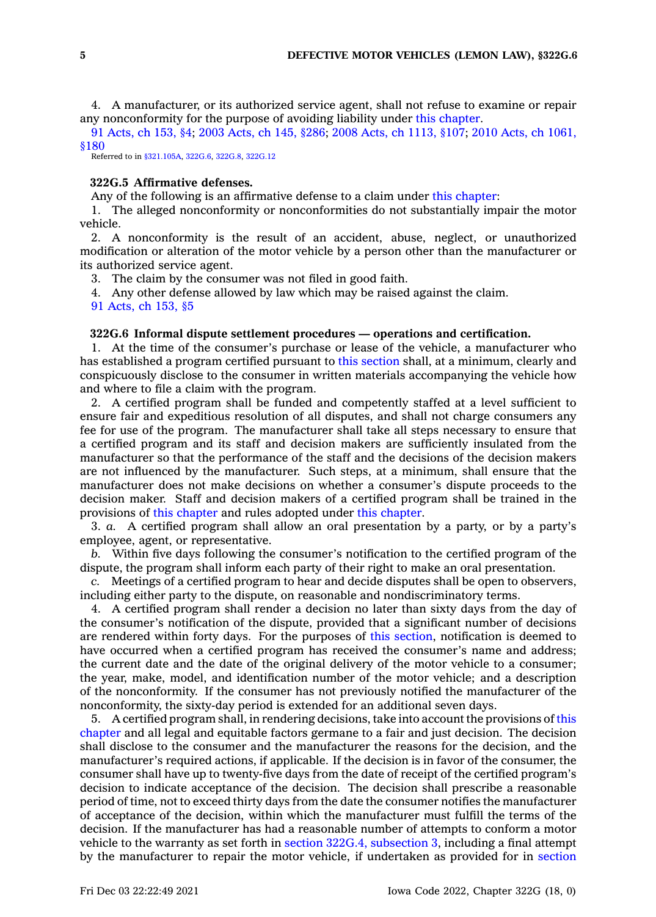4. A manufacturer, or its authorized service agent, shall not refuse to examine or repair any nonconformity for the purpose of avoiding liability under this chapter.

91 Acts, ch 153, §4; 2003 Acts, ch 145, §286; 2008 Acts, ch 1113, §107; 2010 Acts, ch 1061, §180

Referred to in §321.105A, 322G.6, 322G.8, 322G.12

**322G.5 Affirmative defenses.**

Any of the following is an affirmative defense to a claim under this chapter:

1. The alleged nonconformity or nonconformities do not substantially impair the motor vehicle.

2. A nonconformity is the result of an accident, abuse, neglect, or unauthorized modification or alteration of the motor vehicle by a person other than the manufacturer or its authorized service agent.

3. The claim by the consumer was not filed in good faith.

4. Any other defense allowed by law which may be raised against the claim.

91 Acts, ch 153, §5

**322G.6 Informal dispute settlement procedures — operations and certification.**

1. At the time of the consumer's purchase or lease of the vehicle, a manufacturer who has established a program certified pursuant to this section shall, at a minimum, clearly and conspicuously disclose to the consumer in written materials accompanying the vehicle how and where to file a claim with the program.

2. A certified program shall be funded and competently staffed at a level sufficient to ensure fair and expeditious resolution of all disputes, and shall not charge consumers any fee for use of the program. The manufacturer shall take all steps necessary to ensure that a certified program and its staff and decision makers are sufficiently insulated from the manufacturer so that the performance of the staff and the decisions of the decision makers are not influenced by the manufacturer. Such steps, at a minimum, shall ensure that the manufacturer does not make decisions on whether a consumer's dispute proceeds to the decision maker. Staff and decision makers of a certified program shall be trained in the provisions of this chapter and rules adopted under this chapter.

3. *a.* A certified program shall allow an oral presentation by a party, or by a party's employee, agent, or representative.

*b.* Within five days following the consumer's notification to the certified program of the dispute, the program shall inform each party of their right to make an oral presentation.

*c.* Meetings of a certified program to hear and decide disputes shall be open to observers, including either party to the dispute, on reasonable and nondiscriminatory terms.

4. A certified program shall render a decision no later than sixty days from the day of the consumer's notification of the dispute, provided that a significant number of decisions are rendered within forty days. For the purposes of this section, notification is deemed to have occurred when a certified program has received the consumer's name and address; the current date and the date of the original delivery of the motor vehicle to a consumer; the year, make, model, and identification number of the motor vehicle; and a description of the nonconformity. If the consumer has not previously notified the manufacturer of the nonconformity, the sixty-day period is extended for an additional seven days.

5. A certified program shall, in rendering decisions, take into account the provisions of this chapter and all legal and equitable factors germane to a fair and just decision. The decision shall disclose to the consumer and the manufacturer the reasons for the decision, and the manufacturer's required actions, if applicable. If the decision is in favor of the consumer, the consumer shall have up to twenty-five days from the date of receipt of the certified program's decision to indicate acceptance of the decision. The decision shall prescribe a reasonable period of time, not to exceed thirty days from the date the consumer notifies the manufacturer of acceptance of the decision, within which the manufacturer must fulfill the terms of the decision. If the manufacturer has had a reasonable number of attempts to conform a motor vehicle to the warranty as set forth in section 322G.4, subsection 3, including a final attempt by the manufacturer to repair the motor vehicle, if undertaken as provided for in section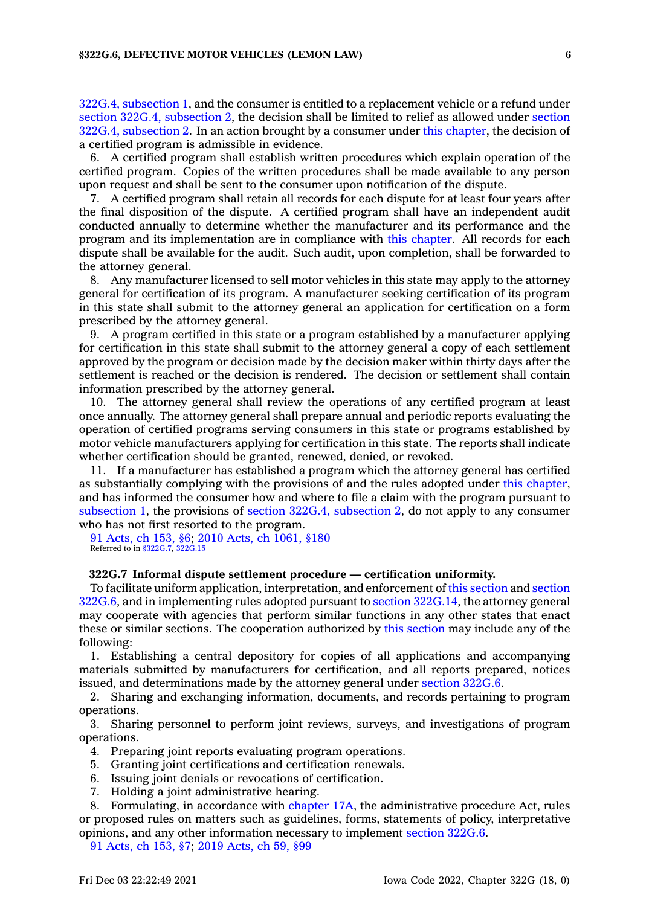322G.4, subsection 1, and the consumer is entitled to a replacement vehicle or a refund under section 322G.4, subsection 2, the decision shall be limited to relief as allowed under section 322G.4, subsection 2. In an action brought by a consumer under this chapter, the decision of a certified program is admissible in evidence.

6. A certified program shall establish written procedures which explain operation of the certified program. Copies of the written procedures shall be made available to any person upon request and shall be sent to the consumer upon notification of the dispute.

7. A certified program shall retain all records for each dispute for at least four years after the final disposition of the dispute. A certified program shall have an independent audit conducted annually to determine whether the manufacturer and its performance and the program and its implementation are in compliance with this chapter. All records for each dispute shall be available for the audit. Such audit, upon completion, shall be forwarded to the attorney general.

8. Any manufacturer licensed to sell motor vehicles in this state may apply to the attorney general for certification of its program. A manufacturer seeking certification of its program in this state shall submit to the attorney general an application for certification on a form prescribed by the attorney general.

9. A program certified in this state or a program established by a manufacturer applying for certification in this state shall submit to the attorney general a copy of each settlement approved by the program or decision made by the decision maker within thirty days after the settlement is reached or the decision is rendered. The decision or settlement shall contain information prescribed by the attorney general.

10. The attorney general shall review the operations of any certified program at least once annually. The attorney general shall prepare annual and periodic reports evaluating the operation of certified programs serving consumers in this state or programs established by motor vehicle manufacturers applying for certification in this state. The reports shall indicate whether certification should be granted, renewed, denied, or revoked.

11. If a manufacturer has established a program which the attorney general has certified as substantially complying with the provisions of and the rules adopted under this chapter, and has informed the consumer how and where to file a claim with the program pursuant to subsection 1, the provisions of section 322G.4, subsection 2, do not apply to any consumer who has not first resorted to the program.

91 Acts, ch 153, §6; 2010 Acts, ch 1061, §180
Referred to in §322G.7, 322G.15

**322G.7 Informal dispute settlement procedure — certification uniformity.**

To facilitate uniform application, interpretation, and enforcement of this section and section 322G.6, and in implementing rules adopted pursuant to section 322G.14, the attorney general may cooperate with agencies that perform similar functions in any other states that enact these or similar sections. The cooperation authorized by this section may include any of the following:

1. Establishing a central depository for copies of all applications and accompanying materials submitted by manufacturers for certification, and all reports prepared, notices issued, and determinations made by the attorney general under section 322G.6.
2. Sharing and exchanging information, documents, and records pertaining to program operations.
3. Sharing personnel to perform joint reviews, surveys, and investigations of program operations.
4. Preparing joint reports evaluating program operations.
5. Granting joint certifications and certification renewals.
6. Issuing joint denials or revocations of certification.
7. Holding a joint administrative hearing.
8. Formulating, in accordance with chapter 17A, the administrative procedure Act, rules or proposed rules on matters such as guidelines, forms, statements of policy, interpretative opinions, and any other information necessary to implement section 322G.6.

91 Acts, ch 153, §7; 2019 Acts, ch 59, §99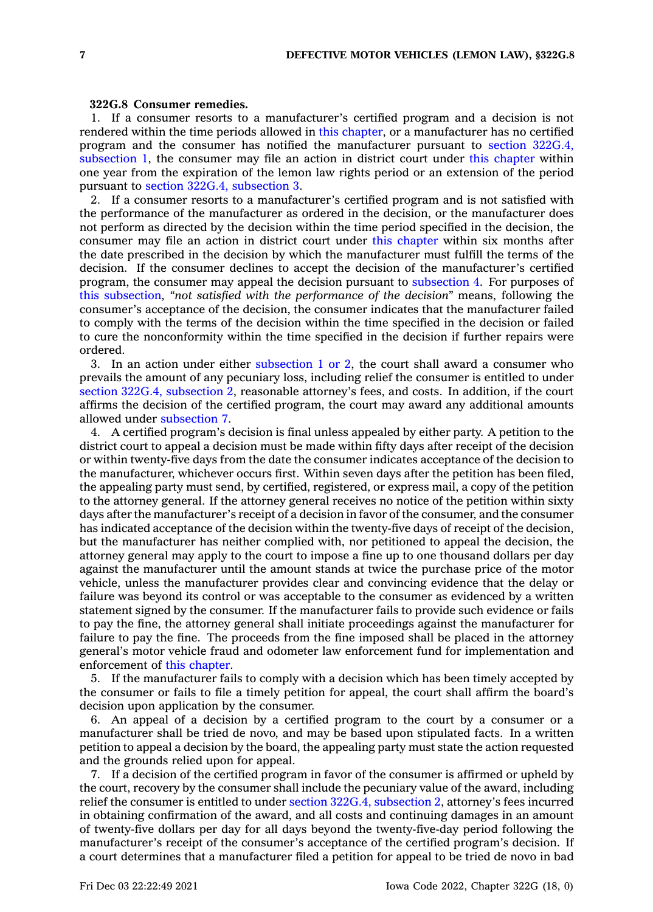**322G.8 Consumer remedies.**

1. If a consumer resorts to a manufacturer's certified program and a decision is not rendered within the time periods allowed in this chapter, or a manufacturer has no certified program and the consumer has notified the manufacturer pursuant to section 322G.4, subsection 1, the consumer may file an action in district court under this chapter within one year from the expiration of the lemon law rights period or an extension of the period pursuant to section 322G.4, subsection 3.

2. If a consumer resorts to a manufacturer's certified program and is not satisfied with the performance of the manufacturer as ordered in the decision, or the manufacturer does not perform as directed by the decision within the time period specified in the decision, the consumer may file an action in district court under this chapter within six months after the date prescribed in the decision by which the manufacturer must fulfill the terms of the decision. If the consumer declines to accept the decision of the manufacturer's certified program, the consumer may appeal the decision pursuant to subsection 4. For purposes of this subsection, *"not satisfied with the performance of the decision"* means, following the consumer's acceptance of the decision, the consumer indicates that the manufacturer failed to comply with the terms of the decision within the time specified in the decision or failed to cure the nonconformity within the time specified in the decision if further repairs were ordered.

3. In an action under either subsection 1 or 2, the court shall award a consumer who prevails the amount of any pecuniary loss, including relief the consumer is entitled to under section 322G.4, subsection 2, reasonable attorney's fees, and costs. In addition, if the court affirms the decision of the certified program, the court may award any additional amounts allowed under subsection 7.

4. A certified program's decision is final unless appealed by either party. A petition to the district court to appeal a decision must be made within fifty days after receipt of the decision or within twenty-five days from the date the consumer indicates acceptance of the decision to the manufacturer, whichever occurs first. Within seven days after the petition has been filed, the appealing party must send, by certified, registered, or express mail, a copy of the petition to the attorney general. If the attorney general receives no notice of the petition within sixty days after the manufacturer's receipt of a decision in favor of the consumer, and the consumer has indicated acceptance of the decision within the twenty-five days of receipt of the decision, but the manufacturer has neither complied with, nor petitioned to appeal the decision, the attorney general may apply to the court to impose a fine up to one thousand dollars per day against the manufacturer until the amount stands at twice the purchase price of the motor vehicle, unless the manufacturer provides clear and convincing evidence that the delay or failure was beyond its control or was acceptable to the consumer as evidenced by a written statement signed by the consumer. If the manufacturer fails to provide such evidence or fails to pay the fine, the attorney general shall initiate proceedings against the manufacturer for failure to pay the fine. The proceeds from the fine imposed shall be placed in the attorney general's motor vehicle fraud and odometer law enforcement fund for implementation and enforcement of this chapter.

5. If the manufacturer fails to comply with a decision which has been timely accepted by the consumer or fails to file a timely petition for appeal, the court shall affirm the board's decision upon application by the consumer.

6. An appeal of a decision by a certified program to the court by a consumer or a manufacturer shall be tried de novo, and may be based upon stipulated facts. In a written petition to appeal a decision by the board, the appealing party must state the action requested and the grounds relied upon for appeal.

7. If a decision of the certified program in favor of the consumer is affirmed or upheld by the court, recovery by the consumer shall include the pecuniary value of the award, including relief the consumer is entitled to under section 322G.4, subsection 2, attorney's fees incurred in obtaining confirmation of the award, and all costs and continuing damages in an amount of twenty-five dollars per day for all days beyond the twenty-five-day period following the manufacturer's receipt of the consumer's acceptance of the certified program's decision. If a court determines that a manufacturer filed a petition for appeal to be tried de novo in bad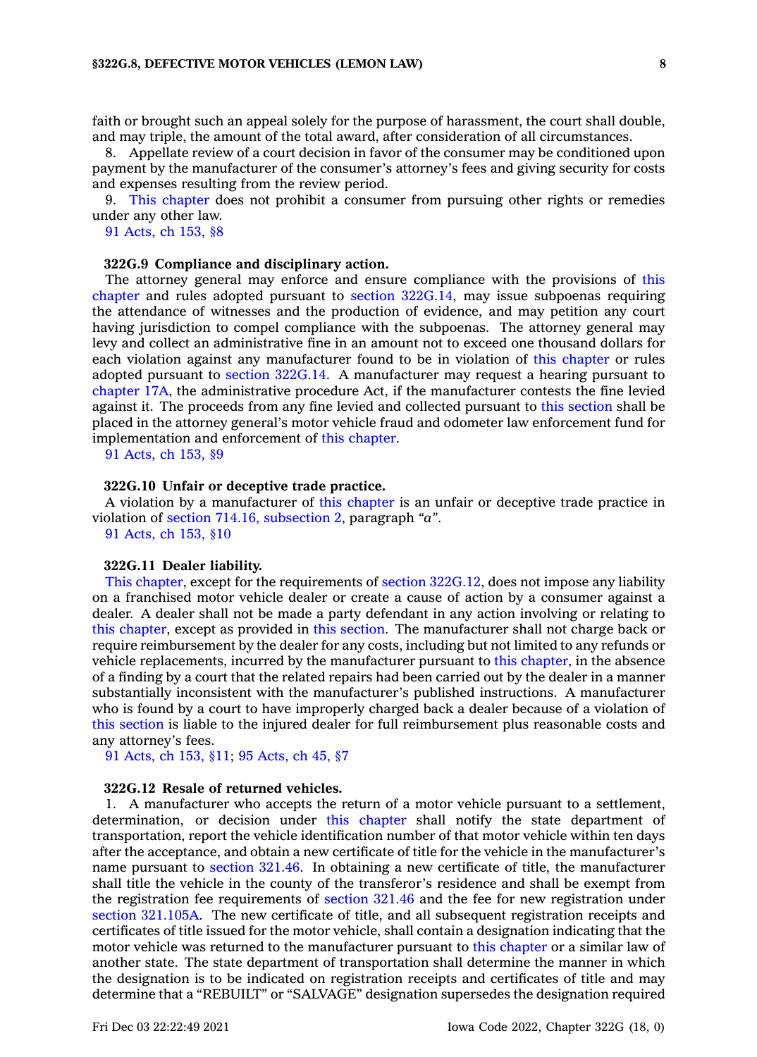faith or brought such an appeal solely for the purpose of harassment, the court shall double, and may triple, the amount of the total award, after consideration of all circumstances.

8. Appellate review of a court decision in favor of the consumer may be conditioned upon payment by the manufacturer of the consumer's attorney's fees and giving security for costs and expenses resulting from the review period.

9. This chapter does not prohibit a consumer from pursuing other rights or remedies under any other law.

91 Acts, ch 153, §8

### 322G.9 Compliance and disciplinary action.

The attorney general may enforce and ensure compliance with the provisions of this chapter and rules adopted pursuant to section 322G.14, may issue subpoenas requiring the attendance of witnesses and the production of evidence, and may petition any court having jurisdiction to compel compliance with the subpoenas. The attorney general may levy and collect an administrative fine in an amount not to exceed one thousand dollars for each violation against any manufacturer found to be in violation of this chapter or rules adopted pursuant to section 322G.14. A manufacturer may request a hearing pursuant to chapter 17A, the administrative procedure Act, if the manufacturer contests the fine levied against it. The proceeds from any fine levied and collected pursuant to this section shall be placed in the attorney general's motor vehicle fraud and odometer law enforcement fund for implementation and enforcement of this chapter.

91 Acts, ch 153, §9

### 322G.10 Unfair or deceptive trade practice.

A violation by a manufacturer of this chapter is an unfair or deceptive trade practice in violation of section 714.16, subsection 2, paragraph *"a"*.

91 Acts, ch 153, §10

### 322G.11 Dealer liability.

This chapter, except for the requirements of section 322G.12, does not impose any liability on a franchised motor vehicle dealer or create a cause of action by a consumer against a dealer. A dealer shall not be made a party defendant in any action involving or relating to this chapter, except as provided in this section. The manufacturer shall not charge back or require reimbursement by the dealer for any costs, including but not limited to any refunds or vehicle replacements, incurred by the manufacturer pursuant to this chapter, in the absence of a finding by a court that the related repairs had been carried out by the dealer in a manner substantially inconsistent with the manufacturer's published instructions. A manufacturer who is found by a court to have improperly charged back a dealer because of a violation of this section is liable to the injured dealer for full reimbursement plus reasonable costs and any attorney's fees.

91 Acts, ch 153, §11; 95 Acts, ch 45, §7

### 322G.12 Resale of returned vehicles.

1. A manufacturer who accepts the return of a motor vehicle pursuant to a settlement, determination, or decision under this chapter shall notify the state department of transportation, report the vehicle identification number of that motor vehicle within ten days after the acceptance, and obtain a new certificate of title for the vehicle in the manufacturer's name pursuant to section 321.46. In obtaining a new certificate of title, the manufacturer shall title the vehicle in the county of the transferor's residence and shall be exempt from the registration fee requirements of section 321.46 and the fee for new registration under section 321.105A. The new certificate of title, and all subsequent registration receipts and certificates of title issued for the motor vehicle, shall contain a designation indicating that the motor vehicle was returned to the manufacturer pursuant to this chapter or a similar law of another state. The state department of transportation shall determine the manner in which the designation is to be indicated on registration receipts and certificates of title and may determine that a "REBUILT" or "SALVAGE" designation supersedes the designation required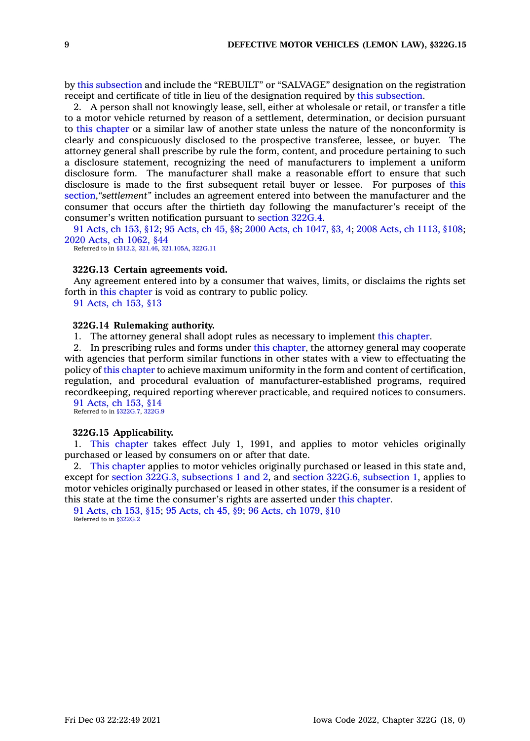by this subsection and include the "REBUILT" or "SALVAGE" designation on the registration receipt and certificate of title in lieu of the designation required by this subsection.

2. A person shall not knowingly lease, sell, either at wholesale or retail, or transfer a title to a motor vehicle returned by reason of a settlement, determination, or decision pursuant to this chapter or a similar law of another state unless the nature of the nonconformity is clearly and conspicuously disclosed to the prospective transferee, lessee, or buyer. The attorney general shall prescribe by rule the form, content, and procedure pertaining to such a disclosure statement, recognizing the need of manufacturers to implement a uniform disclosure form. The manufacturer shall make a reasonable effort to ensure that such disclosure is made to the first subsequent retail buyer or lessee. For purposes of this section, "*settlement*" includes an agreement entered into between the manufacturer and the consumer that occurs after the thirtieth day following the manufacturer's receipt of the consumer's written notification pursuant to section 322G.4.

91 Acts, ch 153, §12; 95 Acts, ch 45, §8; 2000 Acts, ch 1047, §3, 4; 2008 Acts, ch 1113, §108; 2020 Acts, ch 1062, §44
Referred to in §312.2, 321.46, 321.105A, 322G.11

**322G.13 Certain agreements void.**

Any agreement entered into by a consumer that waives, limits, or disclaims the rights set forth in this chapter is void as contrary to public policy.

91 Acts, ch 153, §13

**322G.14 Rulemaking authority.**

1. The attorney general shall adopt rules as necessary to implement this chapter.

2. In prescribing rules and forms under this chapter, the attorney general may cooperate with agencies that perform similar functions in other states with a view to effectuating the policy of this chapter to achieve maximum uniformity in the form and content of certification, regulation, and procedural evaluation of manufacturer-established programs, required recordkeeping, required reporting wherever practicable, and required notices to consumers.

91 Acts, ch 153, §14
Referred to in §322G.7, 322G.9

**322G.15 Applicability.**

1. This chapter takes effect July 1, 1991, and applies to motor vehicles originally purchased or leased by consumers on or after that date.

2. This chapter applies to motor vehicles originally purchased or leased in this state and, except for section 322G.3, subsections 1 and 2, and section 322G.6, subsection 1, applies to motor vehicles originally purchased or leased in other states, if the consumer is a resident of this state at the time the consumer's rights are asserted under this chapter.

91 Acts, ch 153, §15; 95 Acts, ch 45, §9; 96 Acts, ch 1079, §10
Referred to in §322G.2